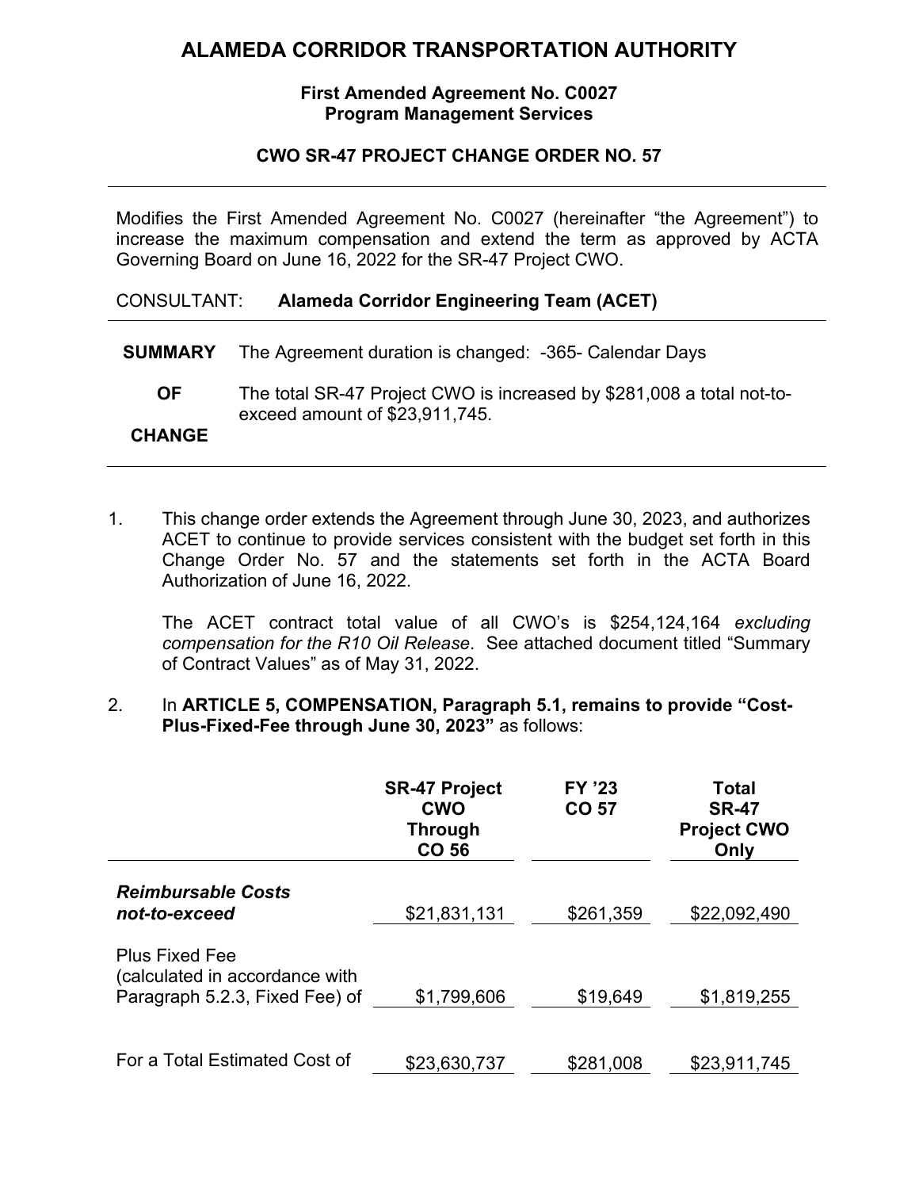# ALAMEDA CORRIDOR TRANSPORTATION AUTHORITY

**First Amended Agreement No. C0027**
**Program Management Services**

**CWO SR-47 PROJECT CHANGE ORDER NO. 57**

---

Modifies the First Amended Agreement No. C0027 (hereinafter "the Agreement") to increase the maximum compensation and extend the term as approved by ACTA Governing Board on June 16, 2022 for the SR-47 Project CWO.

CONSULTANT: **Alameda Corridor Engineering Team (ACET)**

---

| **SUMMARY OF CHANGE** | |
|---|---|
| | The Agreement duration is changed: -365- Calendar Days |
| | The total SR-47 Project CWO is increased by $281,008 a total not-to-exceed amount of $23,911,745. |

---

1. This change order extends the Agreement through June 30, 2023, and authorizes ACET to continue to provide services consistent with the budget set forth in this Change Order No. 57 and the statements set forth in the ACTA Board Authorization of June 16, 2022.

   The ACET contract total value of all CWO's is $254,124,164 *excluding compensation for the R10 Oil Release*. See attached document titled "Summary of Contract Values" as of May 31, 2022.

2. In **ARTICLE 5, COMPENSATION, Paragraph 5.1, remains to provide "Cost-Plus-Fixed-Fee through June 30, 2023"** as follows:

| | **SR-47 Project CWO Through CO 56** | **FY '23 CO 57** | **Total SR-47 Project CWO Only** |
|---|---|---|---|
| ***Reimbursable Costs not-to-exceed*** | $21,831,131 | $261,359 | $22,092,490 |
| Plus Fixed Fee (calculated in accordance with Paragraph 5.2.3, Fixed Fee) of | $1,799,606 | $19,649 | $1,819,255 |
| For a Total Estimated Cost of | $23,630,737 | $281,008 | $23,911,745 |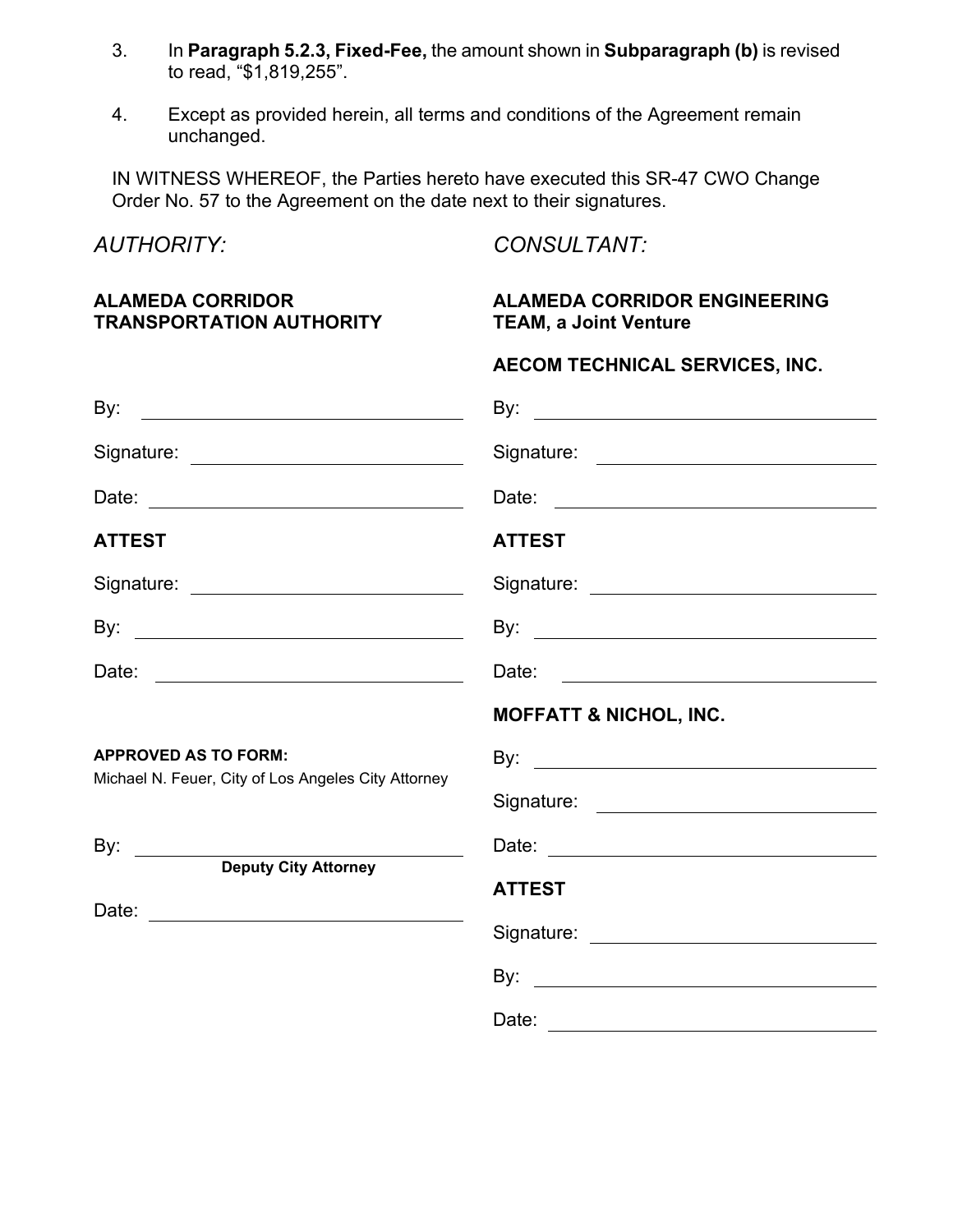3. In **Paragraph 5.2.3, Fixed-Fee,** the amount shown in **Subparagraph (b)** is revised to read, “$1,819,255”.

4. Except as provided herein, all terms and conditions of the Agreement remain unchanged.

IN WITNESS WHEREOF, the Parties hereto have executed this SR-47 CWO Change Order No. 57 to the Agreement on the date next to their signatures.

*AUTHORITY:*

**ALAMEDA CORRIDOR TRANSPORTATION AUTHORITY**

By: ______________________________

Signature: ______________________________

Date: ______________________________

**ATTEST**

Signature: ______________________________

By: ______________________________

Date: ______________________________

**APPROVED AS TO FORM:**
Michael N. Feuer, City of Los Angeles City Attorney

By: ______________________________
**Deputy City Attorney**

Date: ______________________________

*CONSULTANT:*

**ALAMEDA CORRIDOR ENGINEERING TEAM, a Joint Venture**

**AECOM TECHNICAL SERVICES, INC.**

By: ______________________________

Signature: ______________________________

Date: ______________________________

**ATTEST**

Signature: ______________________________

By: ______________________________

Date: ______________________________

**MOFFATT & NICHOL, INC.**

By: ______________________________

Signature: ______________________________

Date: ______________________________

**ATTEST**

Signature: ______________________________

By: ______________________________

Date: ______________________________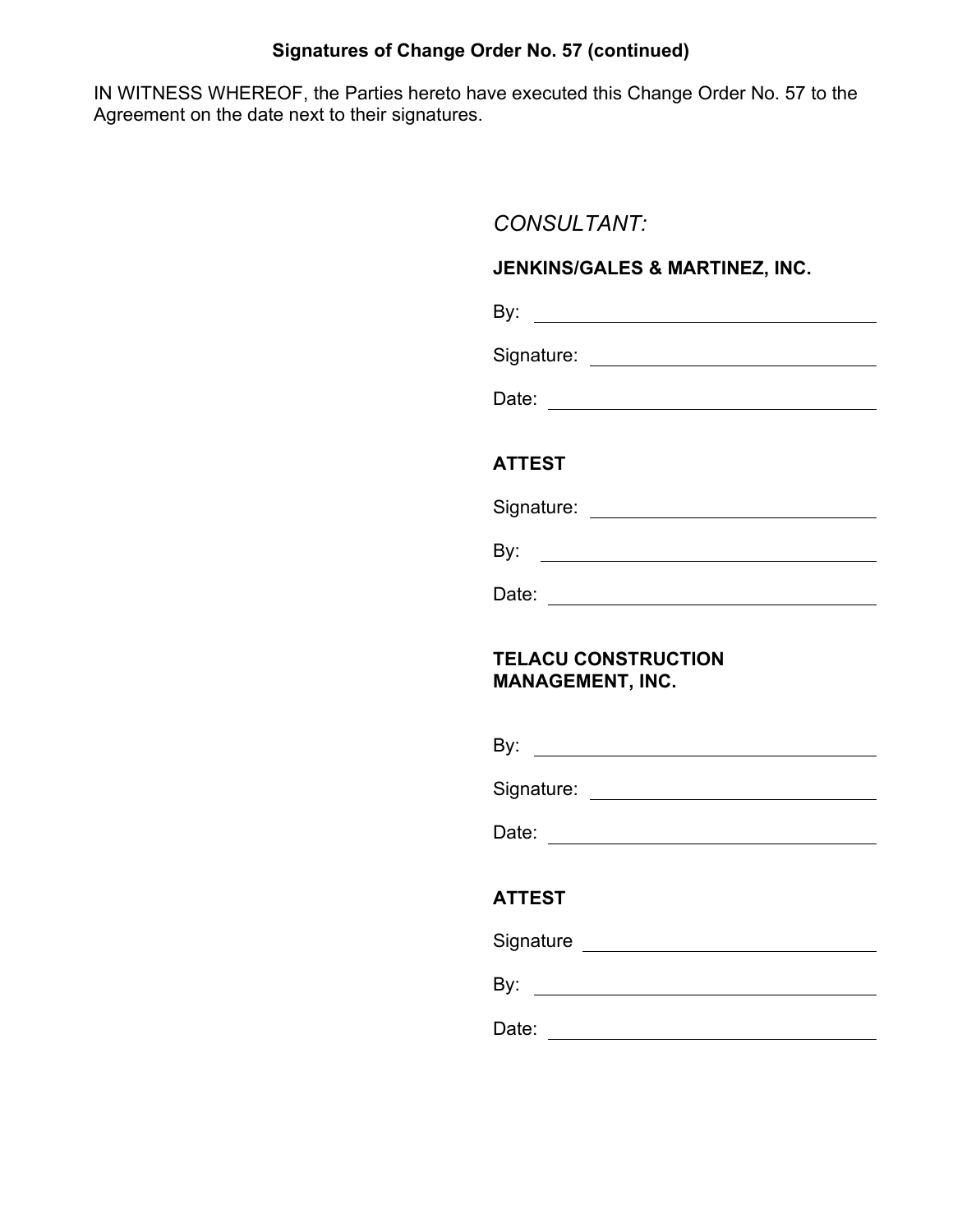**Signatures of Change Order No. 57 (continued)**

IN WITNESS WHEREOF, the Parties hereto have executed this Change Order No. 57 to the Agreement on the date next to their signatures.

*CONSULTANT:*

**JENKINS/GALES & MARTINEZ, INC.**

By: ______________________________

Signature: ______________________________

Date: ______________________________

**ATTEST**

Signature: ______________________________

By: ______________________________

Date: ______________________________

**TELACU CONSTRUCTION MANAGEMENT, INC.**

By: ______________________________

Signature: ______________________________

Date: ______________________________

**ATTEST**

Signature ______________________________

By: ______________________________

Date: ______________________________